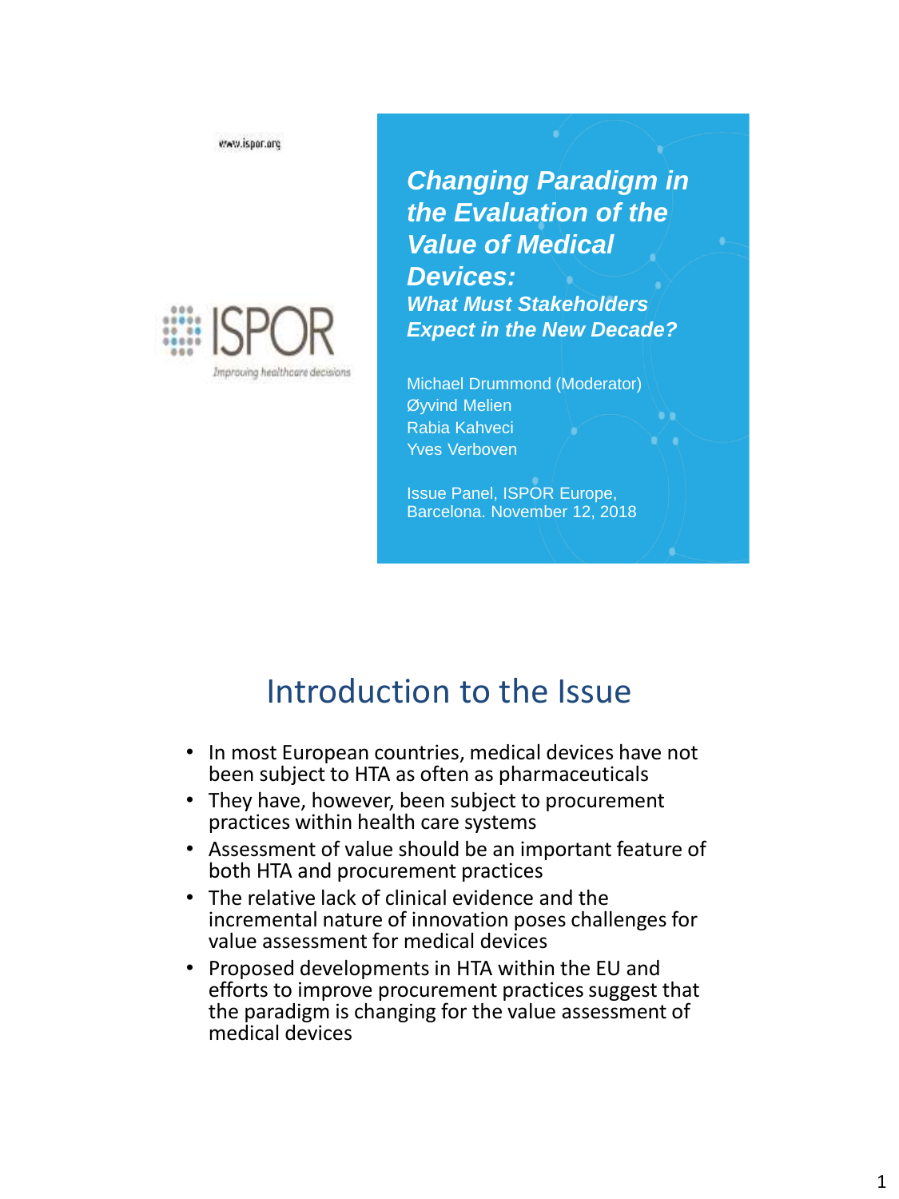www.ispor.org

ISPOR

Improving healthcare decisions

# *Changing Paradigm in the Evaluation of the Value of Medical Devices:*

***What Must Stakeholders Expect in the New Decade?***

Michael Drummond (Moderator)
Øyvind Melien
Rabia Kahveci
Yves Verboven

Issue Panel, ISPOR Europe,
Barcelona. November 12, 2018

## Introduction to the Issue

- In most European countries, medical devices have not been subject to HTA as often as pharmaceuticals
- They have, however, been subject to procurement practices within health care systems
- Assessment of value should be an important feature of both HTA and procurement practices
- The relative lack of clinical evidence and the incremental nature of innovation poses challenges for value assessment for medical devices
- Proposed developments in HTA within the EU and efforts to improve procurement practices suggest that the paradigm is changing for the value assessment of medical devices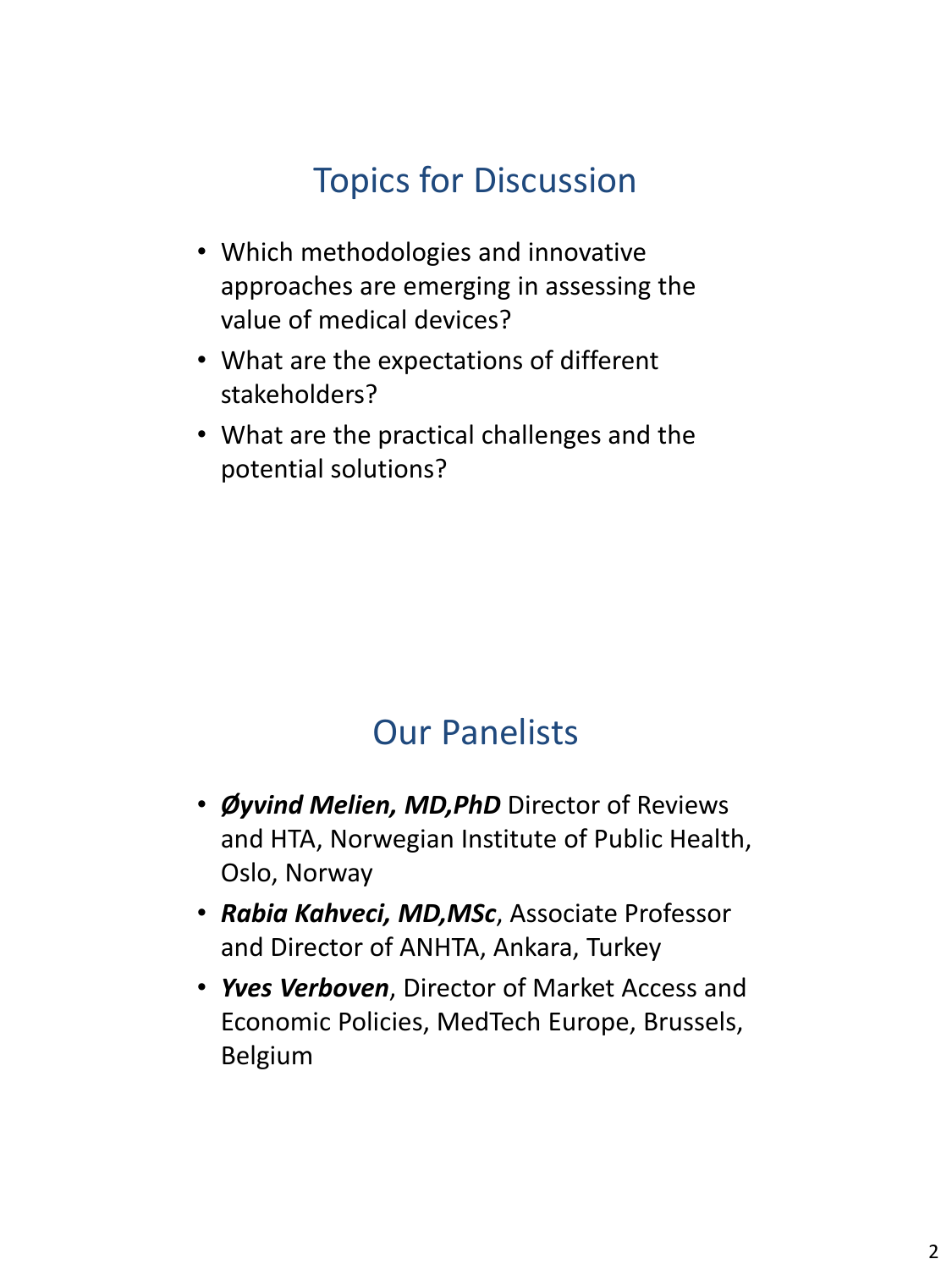## Topics for Discussion

- Which methodologies and innovative approaches are emerging in assessing the value of medical devices?
- What are the expectations of different stakeholders?
- What are the practical challenges and the potential solutions?

## Our Panelists

- ***Øyvind Melien, MD,PhD*** Director of Reviews and HTA, Norwegian Institute of Public Health, Oslo, Norway
- ***Rabia Kahveci, MD,MSc***, Associate Professor and Director of ANHTA, Ankara, Turkey
- ***Yves Verboven***, Director of Market Access and Economic Policies, MedTech Europe, Brussels, Belgium